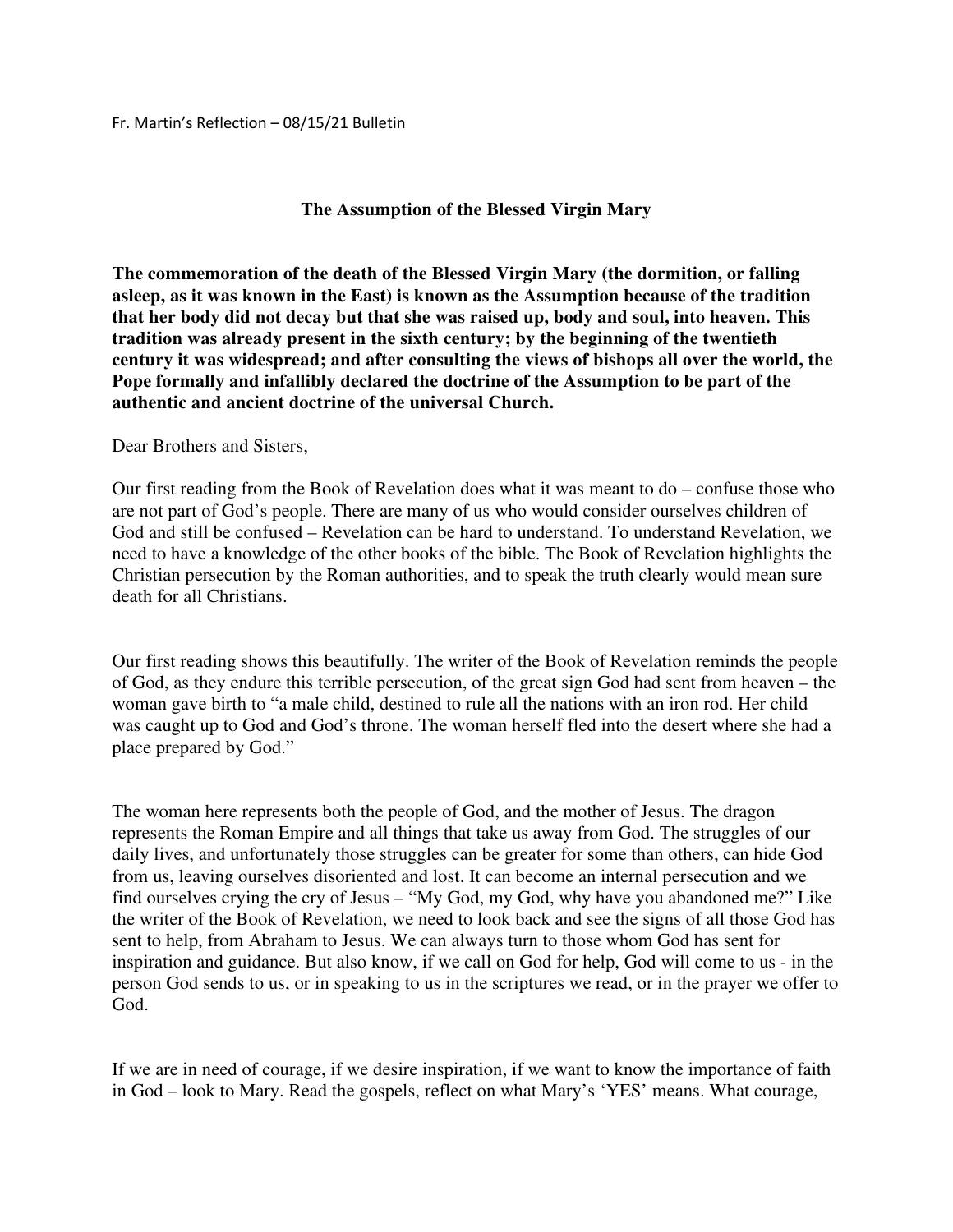Fr. Martin's Reflection – 08/15/21 Bulletin

# The Assumption of the Blessed Virgin Mary

**The commemoration of the death of the Blessed Virgin Mary (the dormition, or falling asleep, as it was known in the East) is known as the Assumption because of the tradition that her body did not decay but that she was raised up, body and soul, into heaven. This tradition was already present in the sixth century; by the beginning of the twentieth century it was widespread; and after consulting the views of bishops all over the world, the Pope formally and infallibly declared the doctrine of the Assumption to be part of the authentic and ancient doctrine of the universal Church.**

Dear Brothers and Sisters,

Our first reading from the Book of Revelation does what it was meant to do – confuse those who are not part of God's people. There are many of us who would consider ourselves children of God and still be confused – Revelation can be hard to understand. To understand Revelation, we need to have a knowledge of the other books of the bible. The Book of Revelation highlights the Christian persecution by the Roman authorities, and to speak the truth clearly would mean sure death for all Christians.

Our first reading shows this beautifully. The writer of the Book of Revelation reminds the people of God, as they endure this terrible persecution, of the great sign God had sent from heaven – the woman gave birth to "a male child, destined to rule all the nations with an iron rod. Her child was caught up to God and God's throne. The woman herself fled into the desert where she had a place prepared by God."

The woman here represents both the people of God, and the mother of Jesus. The dragon represents the Roman Empire and all things that take us away from God. The struggles of our daily lives, and unfortunately those struggles can be greater for some than others, can hide God from us, leaving ourselves disoriented and lost. It can become an internal persecution and we find ourselves crying the cry of Jesus – "My God, my God, why have you abandoned me?" Like the writer of the Book of Revelation, we need to look back and see the signs of all those God has sent to help, from Abraham to Jesus. We can always turn to those whom God has sent for inspiration and guidance. But also know, if we call on God for help, God will come to us - in the person God sends to us, or in speaking to us in the scriptures we read, or in the prayer we offer to God.

If we are in need of courage, if we desire inspiration, if we want to know the importance of faith in God – look to Mary. Read the gospels, reflect on what Mary's 'YES' means. What courage,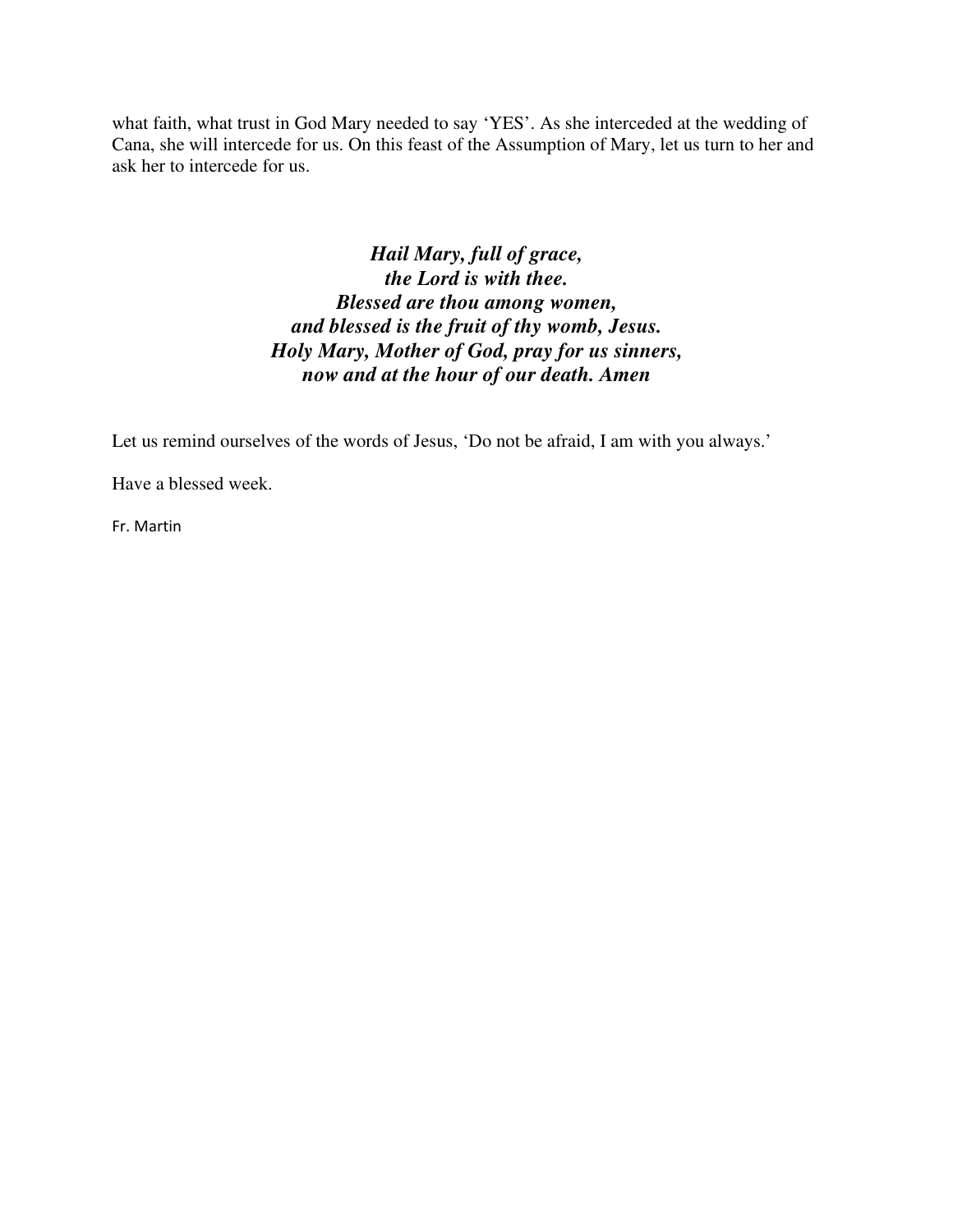what faith, what trust in God Mary needed to say 'YES'. As she interceded at the wedding of Cana, she will intercede for us. On this feast of the Assumption of Mary, let us turn to her and ask her to intercede for us.

***Hail Mary, full of grace,***  
***the Lord is with thee.***  
***Blessed are thou among women,***  
***and blessed is the fruit of thy womb, Jesus.***  
***Holy Mary, Mother of God, pray for us sinners,***  
***now and at the hour of our death. Amen***

Let us remind ourselves of the words of Jesus, 'Do not be afraid, I am with you always.'

Have a blessed week.

Fr. Martin